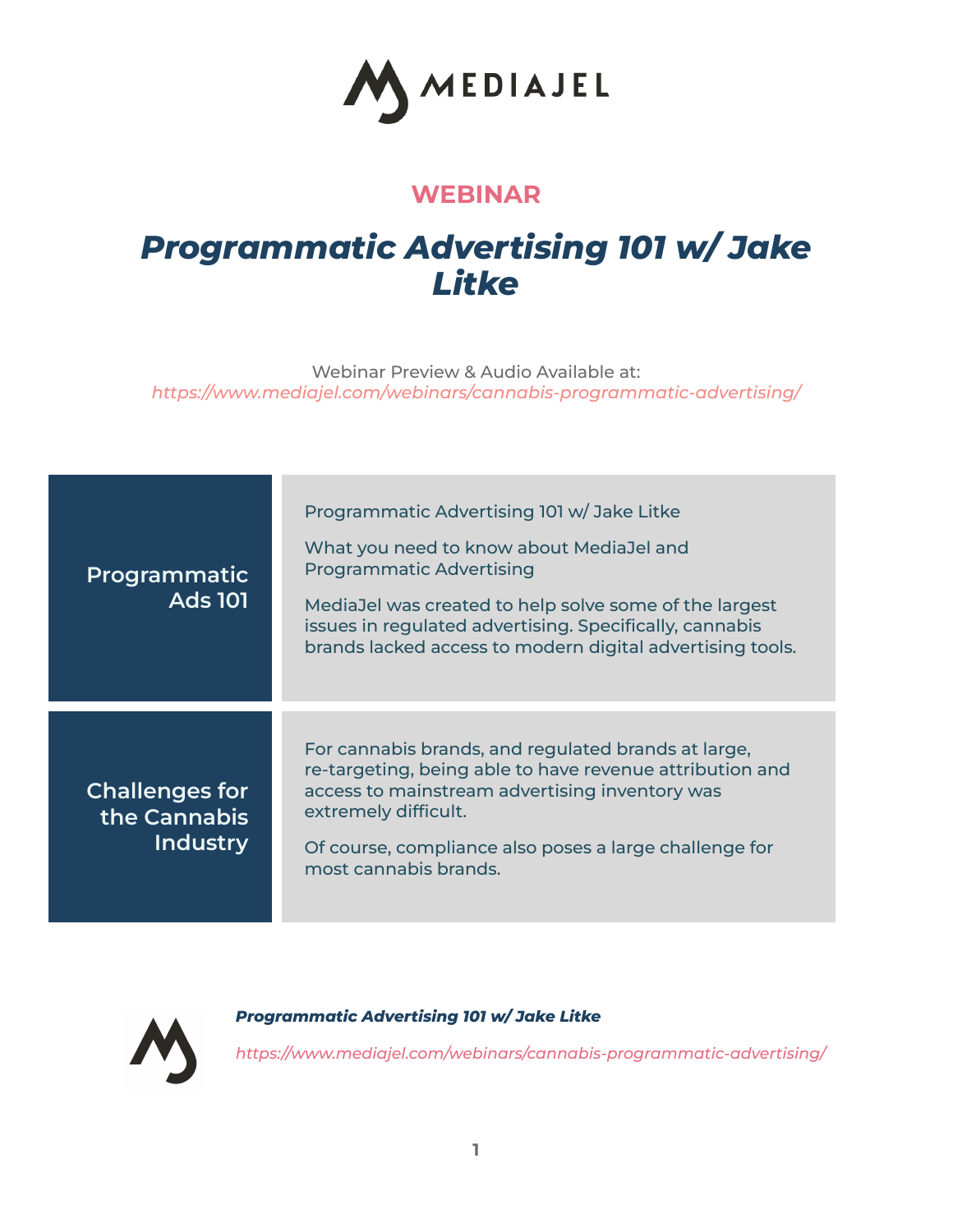MEDIAJEL

**WEBINAR**

# *Programmatic Advertising 101 w/ Jake Litke*

Webinar Preview & Audio Available at:
*https://www.mediajel.com/webinars/cannabis-programmatic-advertising/*

## Programmatic Ads 101

Programmatic Advertising 101 w/ Jake Litke

What you need to know about MediaJel and Programmatic Advertising

MediaJel was created to help solve some of the largest issues in regulated advertising. Specifically, cannabis brands lacked access to modern digital advertising tools.

## Challenges for the Cannabis Industry

For cannabis brands, and regulated brands at large, re-targeting, being able to have revenue attribution and access to mainstream advertising inventory was extremely difficult.

Of course, compliance also poses a large challenge for most cannabis brands.

***Programmatic Advertising 101 w/ Jake Litke***

*https://www.mediajel.com/webinars/cannabis-programmatic-advertising/*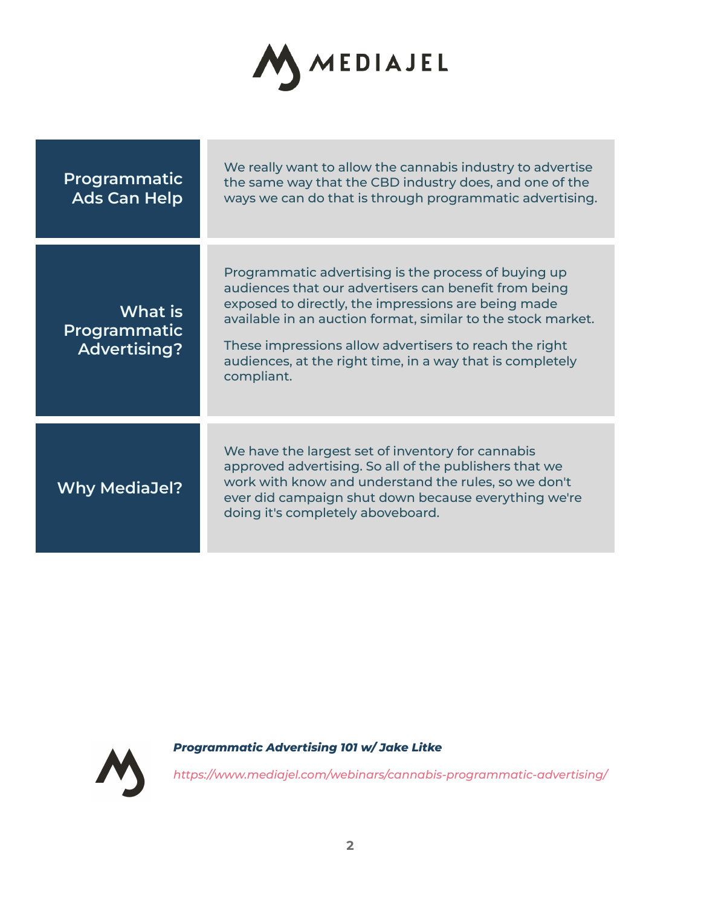## Programmatic Ads Can Help

We really want to allow the cannabis industry to advertise the same way that the CBD industry does, and one of the ways we can do that is through programmatic advertising.

## What is Programmatic Advertising?

Programmatic advertising is the process of buying up audiences that our advertisers can benefit from being exposed to directly, the impressions are being made available in an auction format, similar to the stock market.

These impressions allow advertisers to reach the right audiences, at the right time, in a way that is completely compliant.

## Why MediaJel?

We have the largest set of inventory for cannabis approved advertising. So all of the publishers that we work with know and understand the rules, so we don't ever did campaign shut down because everything we're doing it's completely aboveboard.

***Programmatic Advertising 101 w/ Jake Litke***

*https://www.mediajel.com/webinars/cannabis-programmatic-advertising/*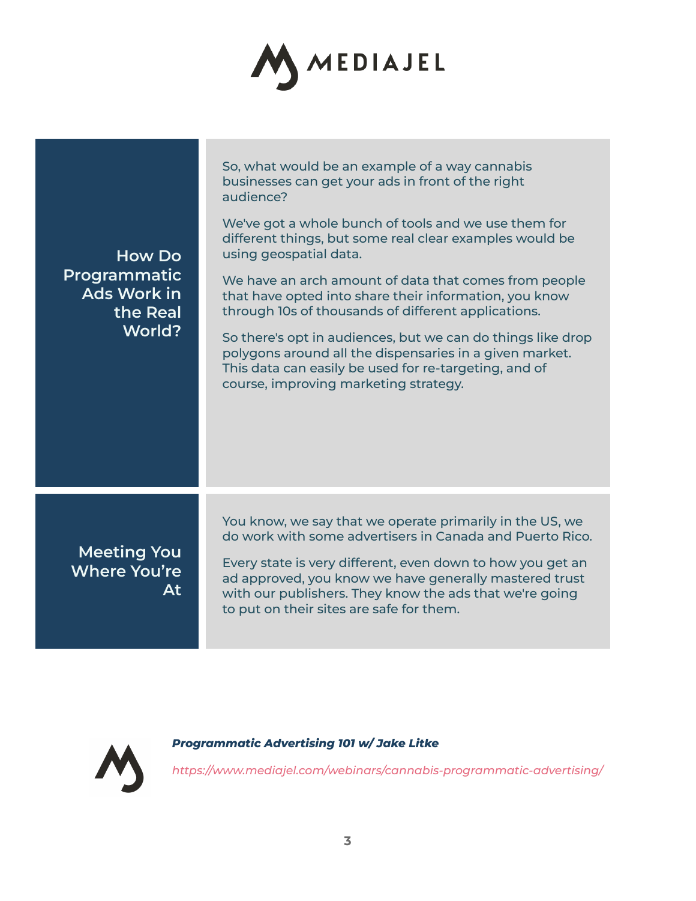## How Do Programmatic Ads Work in the Real World?

So, what would be an example of a way cannabis businesses can get your ads in front of the right audience?

We've got a whole bunch of tools and we use them for different things, but some real clear examples would be using geospatial data.

We have an arch amount of data that comes from people that have opted into share their information, you know through 10s of thousands of different applications.

So there's opt in audiences, but we can do things like drop polygons around all the dispensaries in a given market. This data can easily be used for re-targeting, and of course, improving marketing strategy.

## Meeting You Where You're At

You know, we say that we operate primarily in the US, we do work with some advertisers in Canada and Puerto Rico.

Every state is very different, even down to how you get an ad approved, you know we have generally mastered trust with our publishers. They know the ads that we're going to put on their sites are safe for them.

***Programmatic Advertising 101 w/ Jake Litke***

*https://www.mediajel.com/webinars/cannabis-programmatic-advertising/*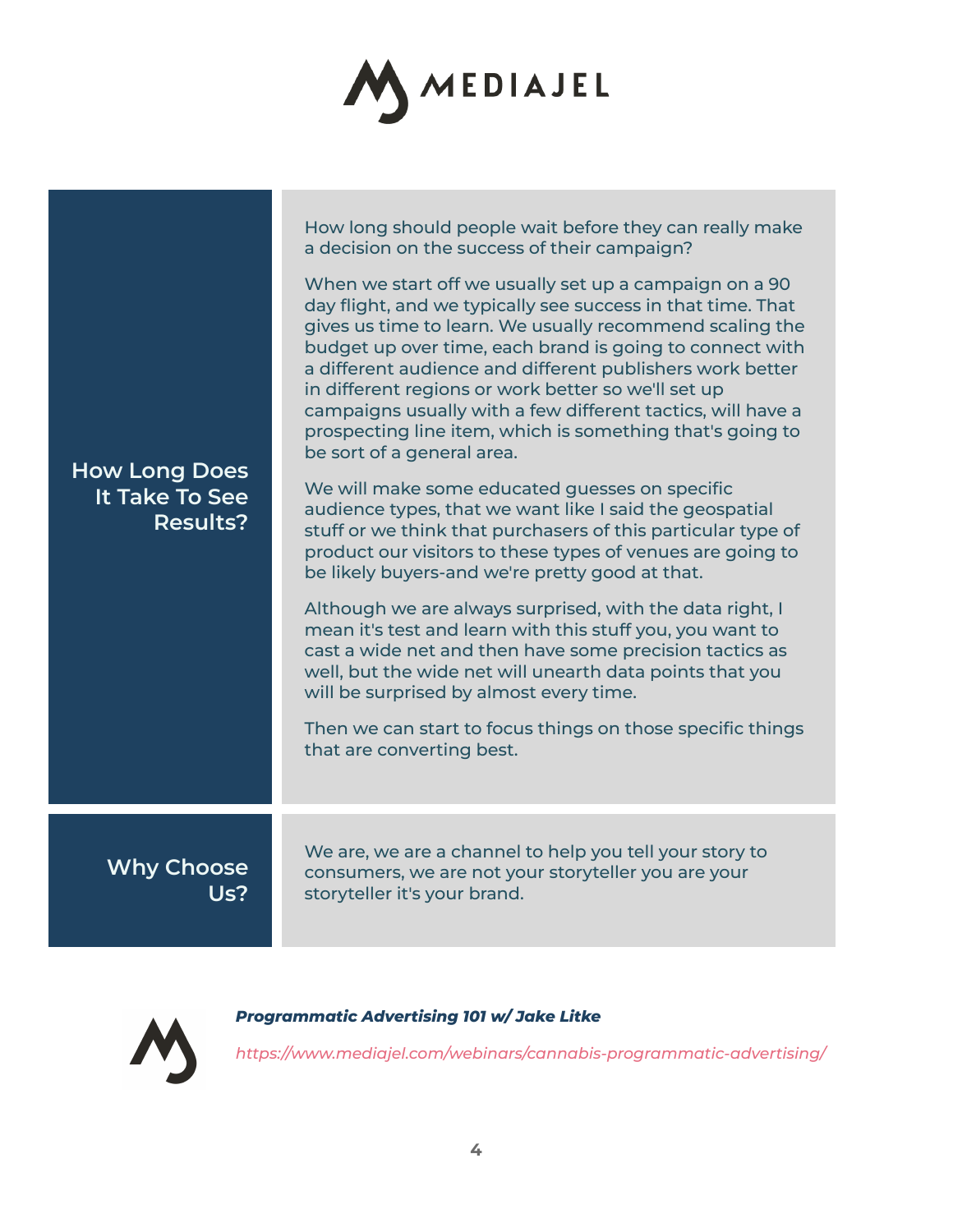## How Long Does It Take To See Results?

How long should people wait before they can really make a decision on the success of their campaign?

When we start off we usually set up a campaign on a 90 day flight, and we typically see success in that time. That gives us time to learn. We usually recommend scaling the budget up over time, each brand is going to connect with a different audience and different publishers work better in different regions or work better so we'll set up campaigns usually with a few different tactics, will have a prospecting line item, which is something that's going to be sort of a general area.

We will make some educated guesses on specific audience types, that we want like I said the geospatial stuff or we think that purchasers of this particular type of product our visitors to these types of venues are going to be likely buyers-and we're pretty good at that.

Although we are always surprised, with the data right, I mean it's test and learn with this stuff you, you want to cast a wide net and then have some precision tactics as well, but the wide net will unearth data points that you will be surprised by almost every time.

Then we can start to focus things on those specific things that are converting best.

## Why Choose Us?

We are, we are a channel to help you tell your story to consumers, we are not your storyteller you are your storyteller it's your brand.

***Programmatic Advertising 101 w/ Jake Litke***

*https://www.mediajel.com/webinars/cannabis-programmatic-advertising/*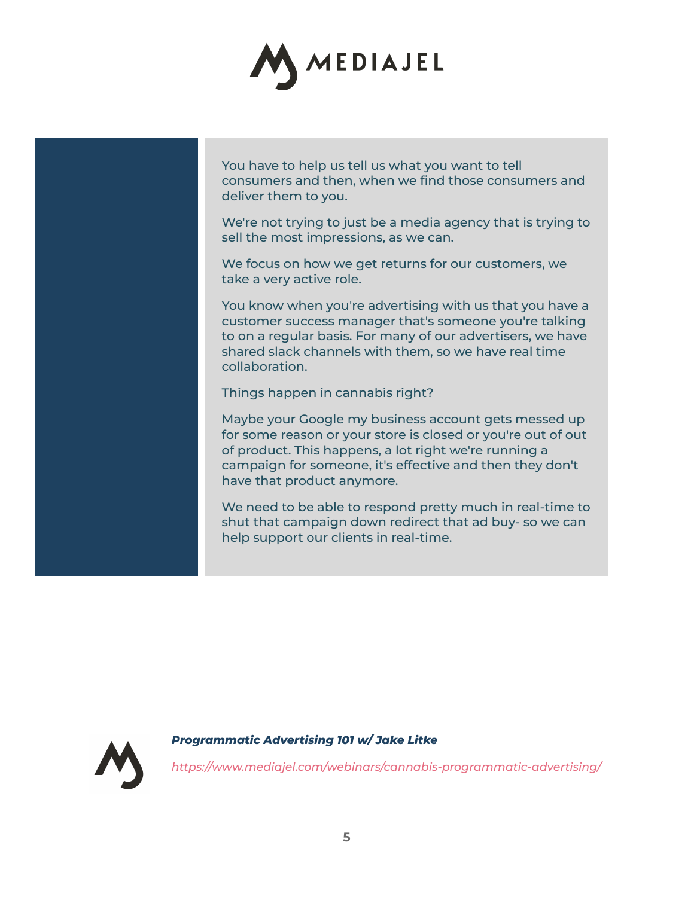You have to help us tell us what you want to tell consumers and then, when we find those consumers and deliver them to you.

We're not trying to just be a media agency that is trying to sell the most impressions, as we can.

We focus on how we get returns for our customers, we take a very active role.

You know when you're advertising with us that you have a customer success manager that's someone you're talking to on a regular basis. For many of our advertisers, we have shared slack channels with them, so we have real time collaboration.

Things happen in cannabis right?

Maybe your Google my business account gets messed up for some reason or your store is closed or you're out of out of product. This happens, a lot right we're running a campaign for someone, it's effective and then they don't have that product anymore.

We need to be able to respond pretty much in real-time to shut that campaign down redirect that ad buy- so we can help support our clients in real-time.

***Programmatic Advertising 101 w/ Jake Litke***

*https://www.mediajel.com/webinars/cannabis-programmatic-advertising/*